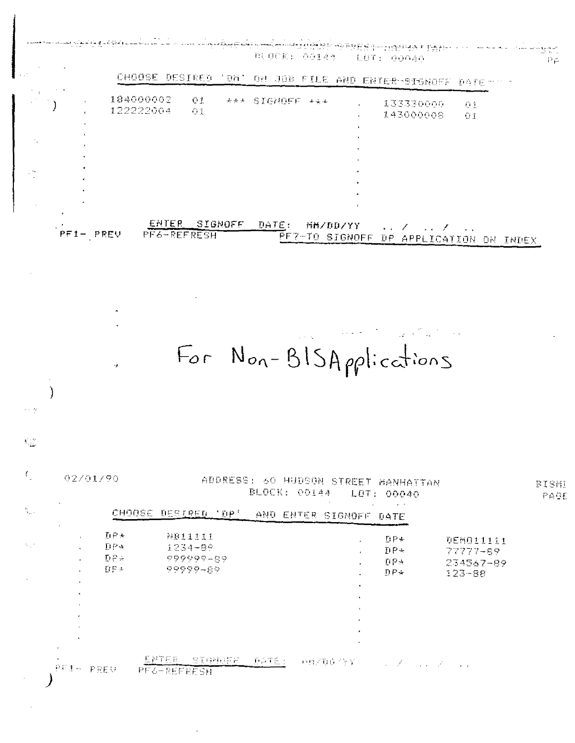BLOCK: 00144 LOT: 00040

CHOOSE DESIRED 'DA' ON JOB FILE AND ENTER SIGNOFF DATE

```
184000002   01   *** SIGNOFF ***     133330000   01
122222004   01                       143000008   01
```

ENTER SIGNOFF DATE: MM/DD/YY .. / .. / ..

PF1- PREV PF6-REFRESH PF7-TO SIGNOFF DP APPLICATION ON INDEX

For Non-BISApplications

02/01/90 ADDRESS: 60 HUDSON STREET MANHATTAN BISHI

BLOCK: 00144 LOT: 00040 PAGE

CHOOSE DESIRED 'DP' AND ENTER SIGNOFF DATE

```
DP*   NB11111          DP*   OEM011111
DP*   1234-89          DP*   77777-89
DP*   999999-89        DP*   234567-89
DP*   99999-89         DP*   123-88
```

ENTER SIGNOFF DATE: MM/DD/YY .. / .. / ..

PF1- PREV PF6-REFRESH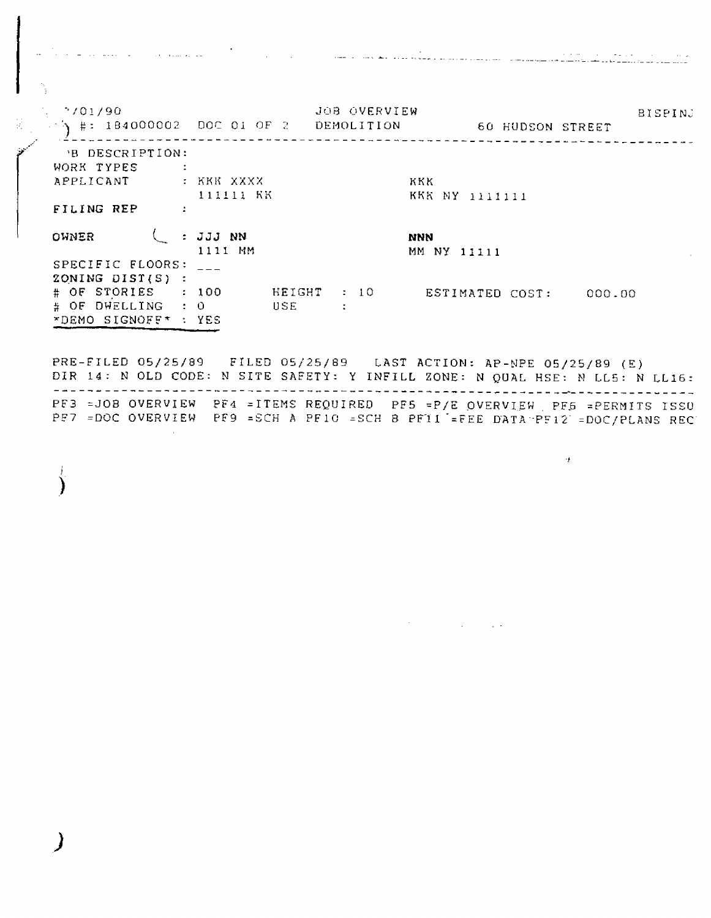```
?/01/90                          JOB OVERVIEW                               BISPINJ
) #: 184000002  DOC 01 OF 2   DEMOLITION          60 HUDSON STREET
-------------------------------------------------------------------------------------
'B DESCRIPTION:
WORK TYPES      :
APPLICANT       : KKK XXXX                      KKK
                  111111 KK                     KKK NY 1111111
FILING REP      :

OWNER           : JJJ NN                        NNN
                  1111 MM                       MM NY 11111
SPECIFIC FLOORS: ___
ZONING DIST(S)  :
# OF STORIES    : 100      HEIGHT  : 10      ESTIMATED COST:      000.00
# OF DWELLING   : 0        USE     :
*DEMO SIGNOFF*  : YES

PRE-FILED 05/25/89   FILED 05/25/89   LAST ACTION: AP-NPE 05/25/89 (E)
DIR 14: N OLD CODE: N SITE SAFETY: Y INFILL ZONE: N QUAL HSE: N LL5: N LL16:
-------------------------------------------------------------------------------------
PF3 =JOB OVERVIEW  PF4 =ITEMS REQUIRED  PF5 =P/E OVERVIEW  PF6 =PERMITS ISSU
PF7 =DOC OVERVIEW  PF9 =SCH A PF10 =SCH B PF11 =FEE DATA PF12 =DOC/PLANS REC
```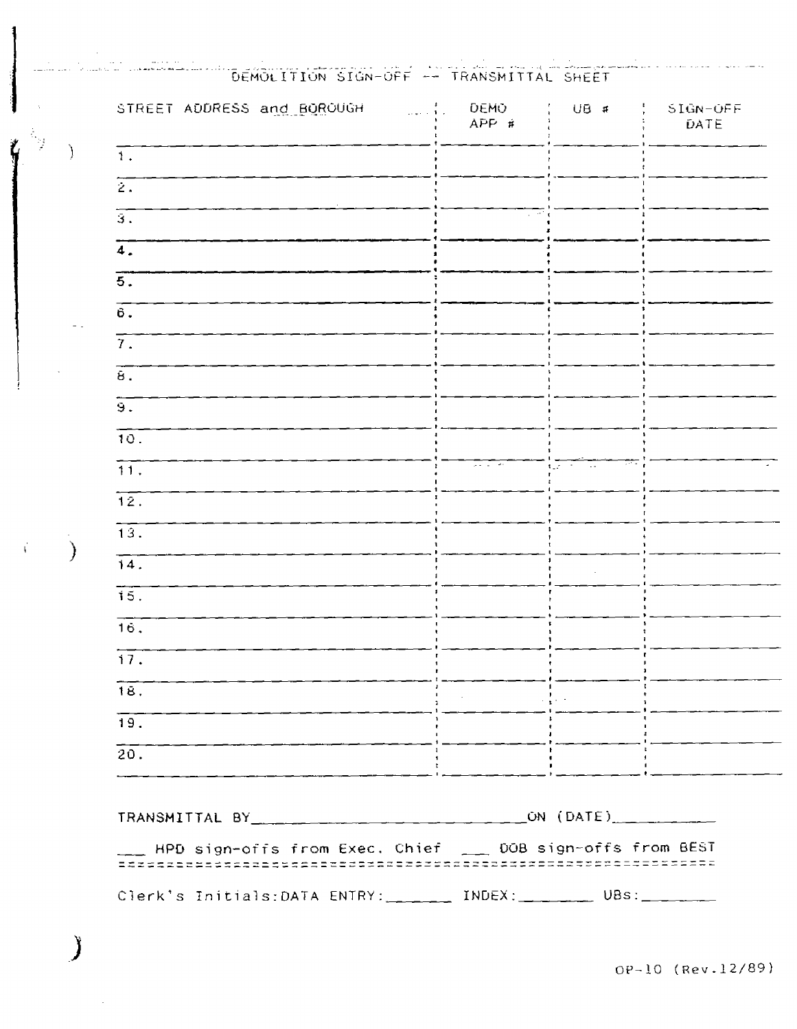# DEMOLITION SIGN-OFF -- TRANSMITTAL SHEET

| STREET ADDRESS and BOROUGH | DEMO APP # | UB # | SIGN-OFF DATE |
|---|---|---|---|
| 1. | | | |
| 2. | | | |
| 3. | | | |
| 4. | | | |
| 5. | | | |
| 6. | | | |
| 7. | | | |
| 8. | | | |
| 9. | | | |
| 10. | | | |
| 11. | | | |
| 12. | | | |
| 13. | | | |
| 14. | | | |
| 15. | | | |
| 16. | | | |
| 17. | | | |
| 18. | | | |
| 19. | | | |
| 20. | | | |

TRANSMITTAL BY______________________________ON (DATE)__________

___ HPD sign-offs from Exec. Chief ___ DOB sign-offs from BEST

=====================================================

Clerk's Initials:DATA ENTRY:_______ INDEX:________ UBs:________

OP-10 (Rev.12/89)